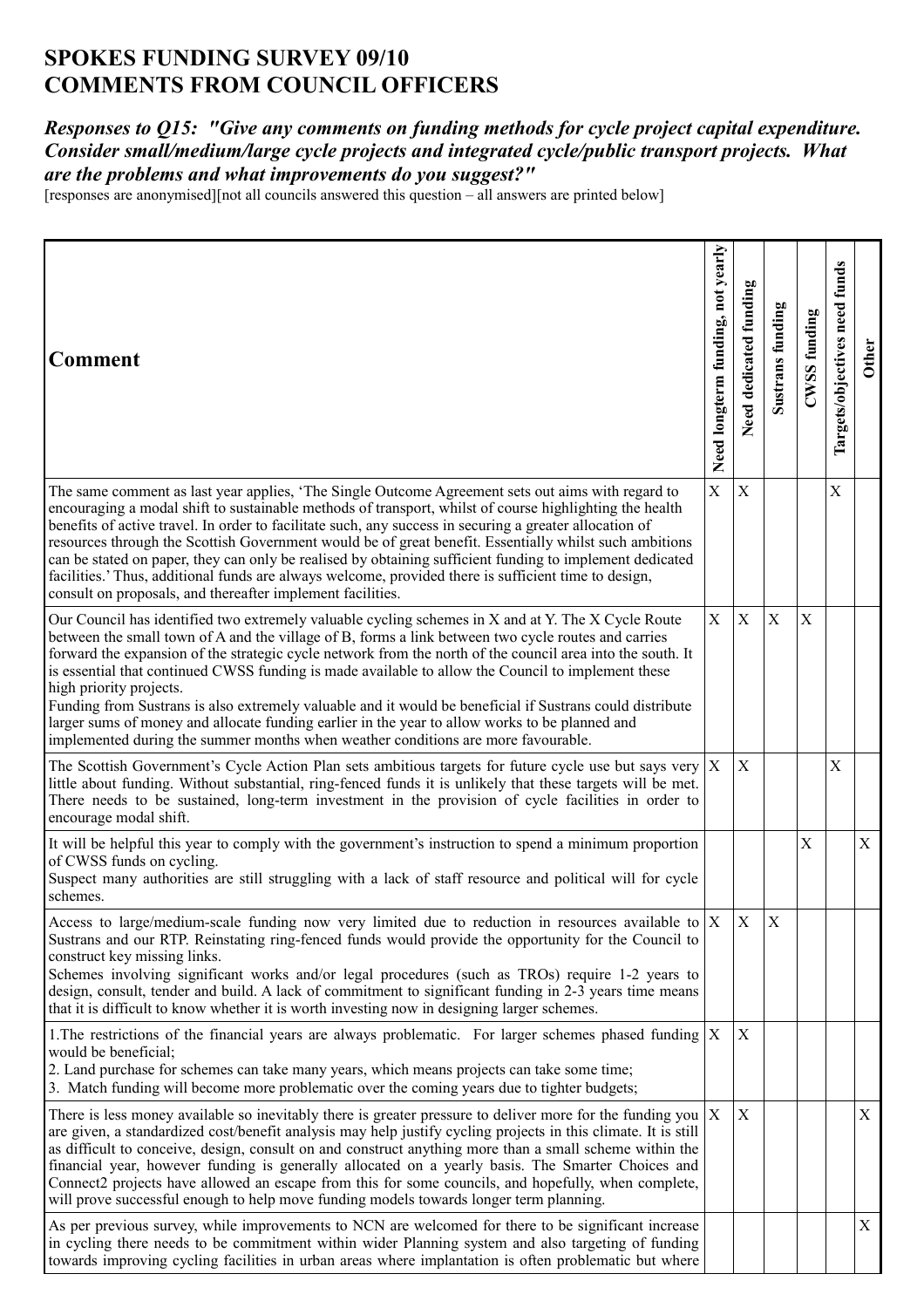# SPOKES FUNDING SURVEY 09/10
# COMMENTS FROM COUNCIL OFFICERS

### *Responses to Q15: "Give any comments on funding methods for cycle project capital expenditure. Consider small/medium/large cycle projects and integrated cycle/public transport projects. What are the problems and what improvements do you suggest?"*

[responses are anonymised][not all councils answered this question – all answers are printed below]

| Comment | Need longterm funding, not yearly | Need dedicated funding | Sustrans funding | CWSS funding | Targets/objectives need funds | Other |
|---|---|---|---|---|---|---|
| The same comment as last year applies, 'The Single Outcome Agreement sets out aims with regard to encouraging a modal shift to sustainable methods of transport, whilst of course highlighting the health benefits of active travel. In order to facilitate such, any success in securing a greater allocation of resources through the Scottish Government would be of great benefit. Essentially whilst such ambitions can be stated on paper, they can only be realised by obtaining sufficient funding to implement dedicated facilities.' Thus, additional funds are always welcome, provided there is sufficient time to design, consult on proposals, and thereafter implement facilities. | X | X | | | X | |
| Our Council has identified two extremely valuable cycling schemes in X and at Y. The X Cycle Route between the small town of A and the village of B, forms a link between two cycle routes and carries forward the expansion of the strategic cycle network from the north of the council area into the south. It is essential that continued CWSS funding is made available to allow the Council to implement these high priority projects.<br>Funding from Sustrans is also extremely valuable and it would be beneficial if Sustrans could distribute larger sums of money and allocate funding earlier in the year to allow works to be planned and implemented during the summer months when weather conditions are more favourable. | X | X | X | X | | |
| The Scottish Government's Cycle Action Plan sets ambitious targets for future cycle use but says very little about funding. Without substantial, ring-fenced funds it is unlikely that these targets will be met. There needs to be sustained, long-term investment in the provision of cycle facilities in order to encourage modal shift. | X | X | | | X | |
| It will be helpful this year to comply with the government's instruction to spend a minimum proportion of CWSS funds on cycling.<br>Suspect many authorities are still struggling with a lack of staff resource and political will for cycle schemes. | | | | X | | X |
| Access to large/medium-scale funding now very limited due to reduction in resources available to Sustrans and our RTP. Reinstating ring-fenced funds would provide the opportunity for the Council to construct key missing links.<br>Schemes involving significant works and/or legal procedures (such as TROs) require 1-2 years to design, consult, tender and build. A lack of commitment to significant funding in 2-3 years time means that it is difficult to know whether it is worth investing now in designing larger schemes. | X | X | X | | | |
| 1.The restrictions of the financial years are always problematic. For larger schemes phased funding would be beneficial;<br>2. Land purchase for schemes can take many years, which means projects can take some time;<br>3. Match funding will become more problematic over the coming years due to tighter budgets; | X | X | | | | |
| There is less money available so inevitably there is greater pressure to deliver more for the funding you are given, a standardized cost/benefit analysis may help justify cycling projects in this climate. It is still as difficult to conceive, design, consult on and construct anything more than a small scheme within the financial year, however funding is generally allocated on a yearly basis. The Smarter Choices and Connect2 projects have allowed an escape from this for some councils, and hopefully, when complete, will prove successful enough to help move funding models towards longer term planning. | X | X | | | | X |
| As per previous survey, while improvements to NCN are welcomed for there to be significant increase in cycling there needs to be commitment within wider Planning system and also targeting of funding towards improving cycling facilities in urban areas where implantation is often problematic but where | | | | | | X |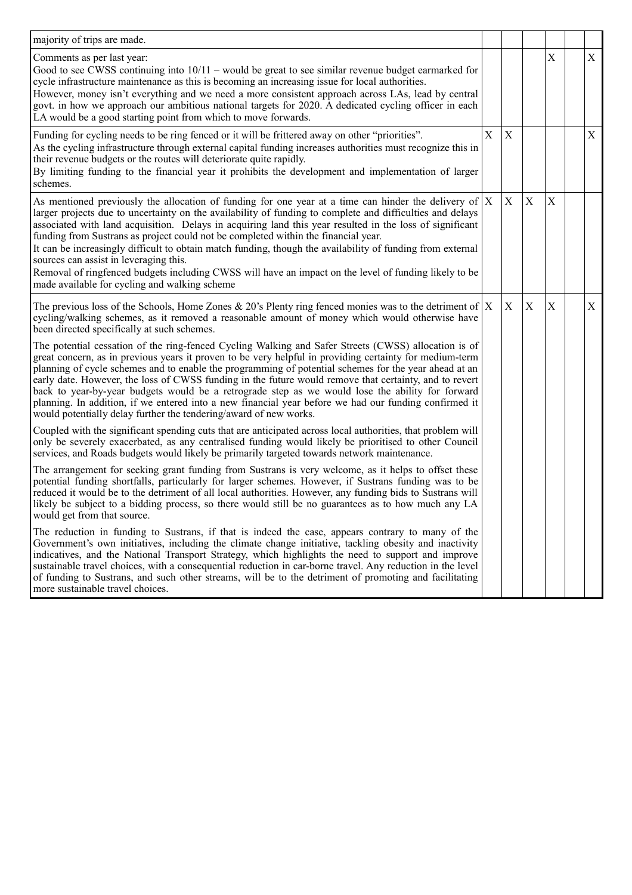| | | | | | | |
|---|---|---|---|---|---|---|
| majority of trips are made. | | | | | | |
| Comments as per last year:<br>Good to see CWSS continuing into 10/11 – would be great to see similar revenue budget earmarked for cycle infrastructure maintenance as this is becoming an increasing issue for local authorities.<br>However, money isn't everything and we need a more consistent approach across LAs, lead by central govt. in how we approach our ambitious national targets for 2020. A dedicated cycling officer in each LA would be a good starting point from which to move forwards. | | | | X | | X |
| Funding for cycling needs to be ring fenced or it will be frittered away on other "priorities".<br>As the cycling infrastructure through external capital funding increases authorities must recognize this in their revenue budgets or the routes will deteriorate quite rapidly.<br>By limiting funding to the financial year it prohibits the development and implementation of larger schemes. | X | X | | | | X |
| As mentioned previously the allocation of funding for one year at a time can hinder the delivery of larger projects due to uncertainty on the availability of funding to complete and difficulties and delays associated with land acquisition. Delays in acquiring land this year resulted in the loss of significant funding from Sustrans as project could not be completed within the financial year.<br>It can be increasingly difficult to obtain match funding, though the availability of funding from external sources can assist in leveraging this.<br>Removal of ringfenced budgets including CWSS will have an impact on the level of funding likely to be made available for cycling and walking scheme | X | X | X | X | | |
| The previous loss of the Schools, Home Zones & 20's Plenty ring fenced monies was to the detriment of cycling/walking schemes, as it removed a reasonable amount of money which would otherwise have been directed specifically at such schemes.<br><br>The potential cessation of the ring-fenced Cycling Walking and Safer Streets (CWSS) allocation is of great concern, as in previous years it proven to be very helpful in providing certainty for medium-term planning of cycle schemes and to enable the programming of potential schemes for the year ahead at an early date. However, the loss of CWSS funding in the future would remove that certainty, and to revert back to year-by-year budgets would be a retrograde step as we would lose the ability for forward planning. In addition, if we entered into a new financial year before we had our funding confirmed it would potentially delay further the tendering/award of new works.<br><br>Coupled with the significant spending cuts that are anticipated across local authorities, that problem will only be severely exacerbated, as any centralised funding would likely be prioritised to other Council services, and Roads budgets would likely be primarily targeted towards network maintenance.<br><br>The arrangement for seeking grant funding from Sustrans is very welcome, as it helps to offset these potential funding shortfalls, particularly for larger schemes. However, if Sustrans funding was to be reduced it would be to the detriment of all local authorities. However, any funding bids to Sustrans will likely be subject to a bidding process, so there would still be no guarantees as to how much any LA would get from that source.<br><br>The reduction in funding to Sustrans, if that is indeed the case, appears contrary to many of the Government's own initiatives, including the climate change initiative, tackling obesity and inactivity indicatives, and the National Transport Strategy, which highlights the need to support and improve sustainable travel choices, with a consequential reduction in car-borne travel. Any reduction in the level of funding to Sustrans, and such other streams, will be to the detriment of promoting and facilitating more sustainable travel choices. | X | X | X | X | | X |